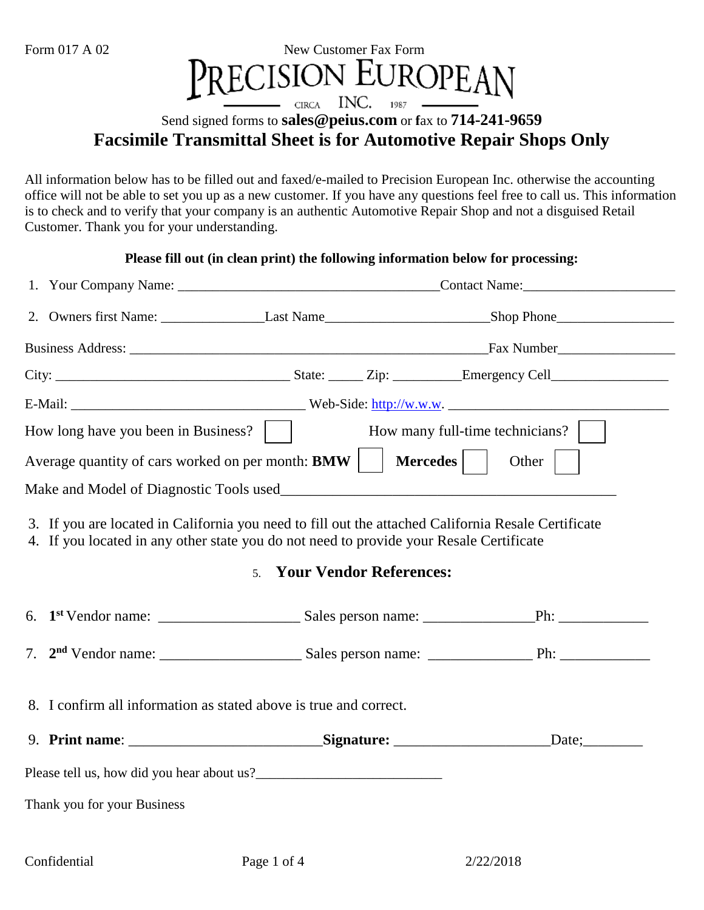Form 017 A 02

New Customer Fax Form

# PRECISION EUROPEAN

CIRCA INC. 1987

Send signed forms to **sales@peius.com** or **f**ax to **714-241-9659**

## Facsimile Transmittal Sheet is for Automotive Repair Shops Only

All information below has to be filled out and faxed/e-mailed to Precision European Inc. otherwise the accounting office will not be able to set you up as a new customer. If you have any questions feel free to call us. This information is to check and to verify that your company is an authentic Automotive Repair Shop and not a disguised Retail Customer. Thank you for your understanding.

**Please fill out (in clean print) the following information below for processing:**

1. Your Company Name: ______________________________________Contact Name:______________________
2. Owners first Name: ______________Last Name______________________Shop Phone________________

Business Address: ____________________________________________________Fax Number________________

City: ________________________________ State: _____ Zip: _________Emergency Cell________________

E-Mail: ______________________________ Web-Side: http://w.w.w. ______________________________

How long have you been in Business? ☐ How many full-time technicians? ☐

Average quantity of cars worked on per month: **BMW** ☐ **Mercedes** ☐ Other ☐

Make and Model of Diagnostic Tools used___________________________________________

3. If you are located in California you need to fill out the attached California Resale Certificate
4. If you located in any other state you do not need to provide your Resale Certificate

### 5. Your Vendor References:

6. **1st** Vendor name: __________________ Sales person name: ______________Ph: ___________
7. **2nd** Vendor name: __________________ Sales person name: ______________ Ph: ___________

8. I confirm all information as stated above is true and correct.
9. **Print name**: ________________________**Signature:** ___________________Date;________

Please tell us, how did you hear about us?________________________

Thank you for your Business

Confidential 2/22/2018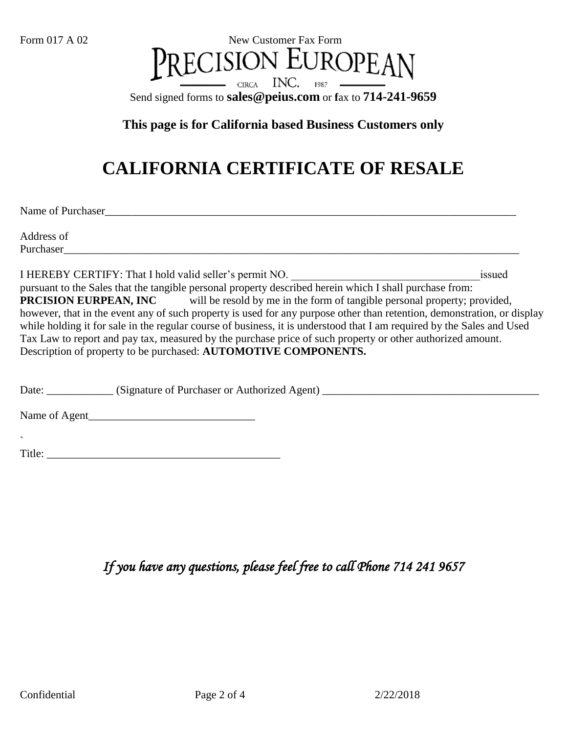Form 017 A 02 New Customer Fax Form

PRECISION EUROPEAN

CIRCA INC. 1987

Send signed forms to **sales@peius.com** or **f**ax to **714-241-9659**

**This page is for California based Business Customers only**

# CALIFORNIA CERTIFICATE OF RESALE

Name of Purchaser_______________________________________________________________________________

Address of Purchaser_______________________________________________________________________________________

I HEREBY CERTIFY: That I hold valid seller's permit NO. __________________________________issued pursuant to the Sales that the tangible personal property described herein which I shall purchase from: **PRCISION EURPEAN, INC** will be resold by me in the form of tangible personal property; provided, however, that in the event any of such property is used for any purpose other than retention, demonstration, or display while holding it for sale in the regular course of business, it is understood that I am required by the Sales and Used Tax Law to report and pay tax, measured by the purchase price of such property or other authorized amount. Description of property to be purchased: **AUTOMOTIVE COMPONENTS.**

Date: ____________ (Signature of Purchaser or Authorized Agent) _______________________________________

Name of Agent______________________________

`

Title: __________________________________________

*If you have any questions, please feel free to call Phone 714 241 9657*

Confidential 2/22/2018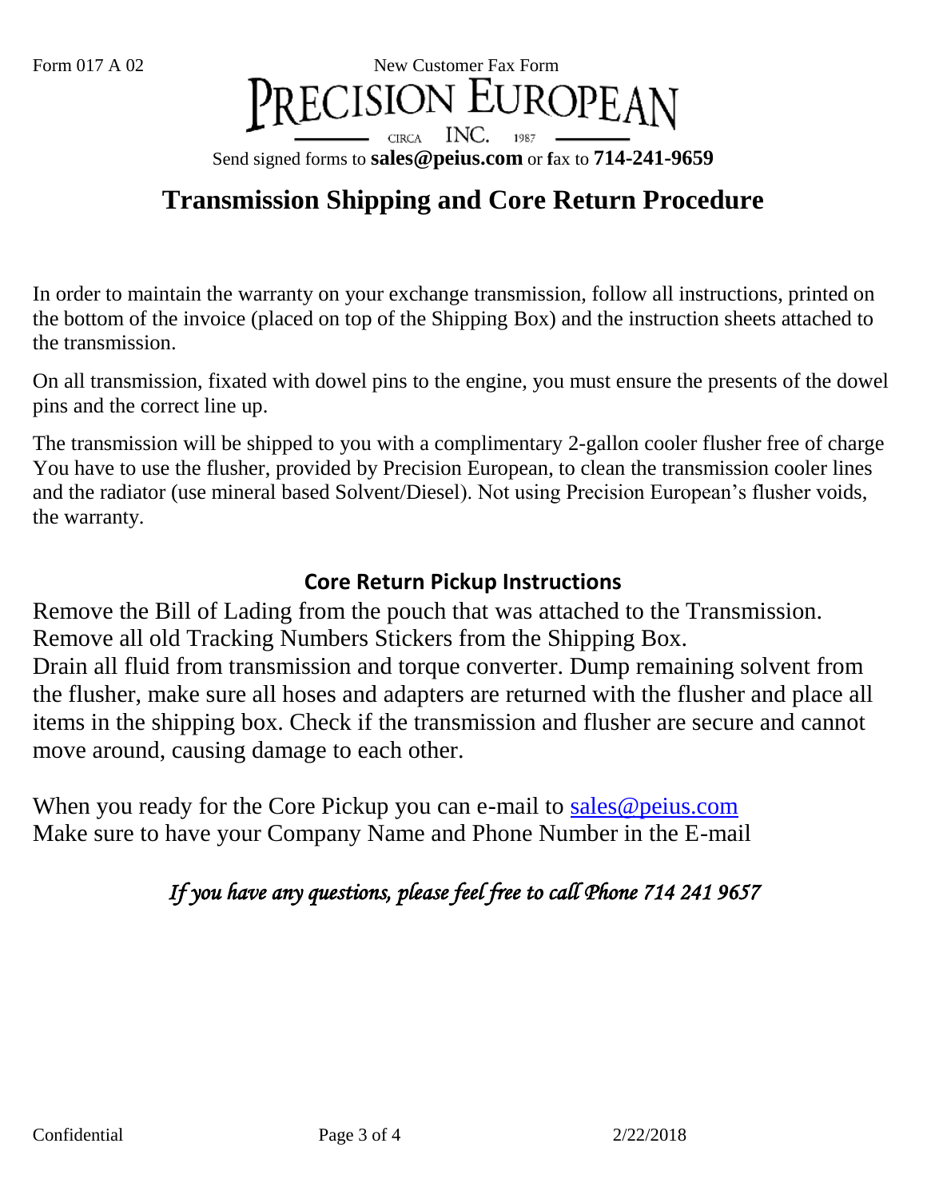Form 017 A 02 New Customer Fax Form

PRECISION EUROPEAN

CIRCA INC. 1987

Send signed forms to **sales@peius.com** or **f**ax to **714-241-9659**

# Transmission Shipping and Core Return Procedure

In order to maintain the warranty on your exchange transmission, follow all instructions, printed on the bottom of the invoice (placed on top of the Shipping Box) and the instruction sheets attached to the transmission.

On all transmission, fixated with dowel pins to the engine, you must ensure the presents of the dowel pins and the correct line up.

The transmission will be shipped to you with a complimentary 2-gallon cooler flusher free of charge You have to use the flusher, provided by Precision European, to clean the transmission cooler lines and the radiator (use mineral based Solvent/Diesel). Not using Precision European's flusher voids, the warranty.

## Core Return Pickup Instructions

Remove the Bill of Lading from the pouch that was attached to the Transmission.
Remove all old Tracking Numbers Stickers from the Shipping Box.
Drain all fluid from transmission and torque converter. Dump remaining solvent from the flusher, make sure all hoses and adapters are returned with the flusher and place all items in the shipping box. Check if the transmission and flusher are secure and cannot move around, causing damage to each other.

When you ready for the Core Pickup you can e-mail to sales@peius.com
Make sure to have your Company Name and Phone Number in the E-mail

*If you have any questions, please feel free to call Phone 714 241 9657*

Confidential 2/22/2018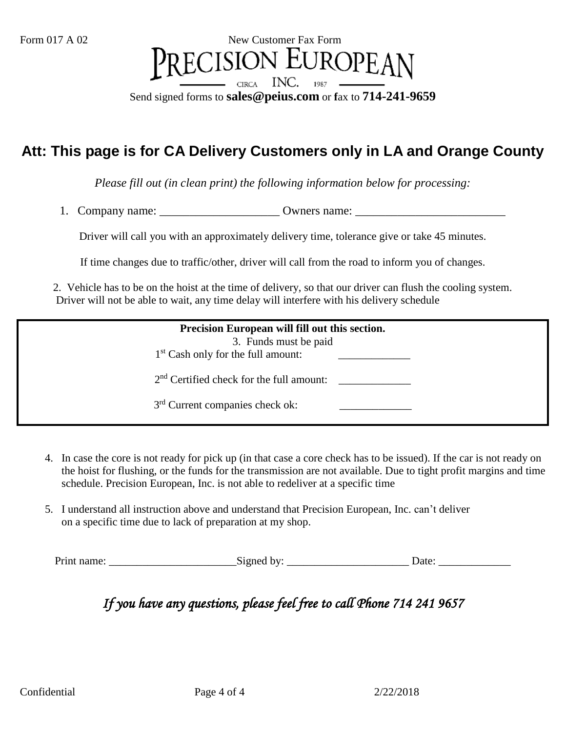Form 017 A 02 New Customer Fax Form

# PRECISION EUROPEAN

CIRCA INC. 1987

Send signed forms to **sales@peius.com** or **f**ax to **714-241-9659**

## Att: This page is for CA Delivery Customers only in LA and Orange County

*Please fill out (in clean print) the following information below for processing:*

1. Company name: ____________________ Owners name: __________________________

   Driver will call you with an approximately delivery time, tolerance give or take 45 minutes.

   If time changes due to traffic/other, driver will call from the road to inform you of changes.

2. Vehicle has to be on the hoist at the time of delivery, so that our driver can flush the cooling system. Driver will not be able to wait, any time delay will interfere with his delivery schedule

**Precision European will fill out this section.**

3. Funds must be paid

1st Cash only for the full amount: _____________

2nd Certified check for the full amount: _____________

3rd Current companies check ok: _____________

4. In case the core is not ready for pick up (in that case a core check has to be issued). If the car is not ready on the hoist for flushing, or the funds for the transmission are not available. Due to tight profit margins and time schedule. Precision European, Inc. is not able to redeliver at a specific time

5. I understand all instruction above and understand that Precision European, Inc. can't deliver on a specific time due to lack of preparation at my shop.

Print name: _______________________Signed by: ______________________ Date: _____________

*If you have any questions, please feel free to call Phone 714 241 9657*

Confidential 2/22/2018